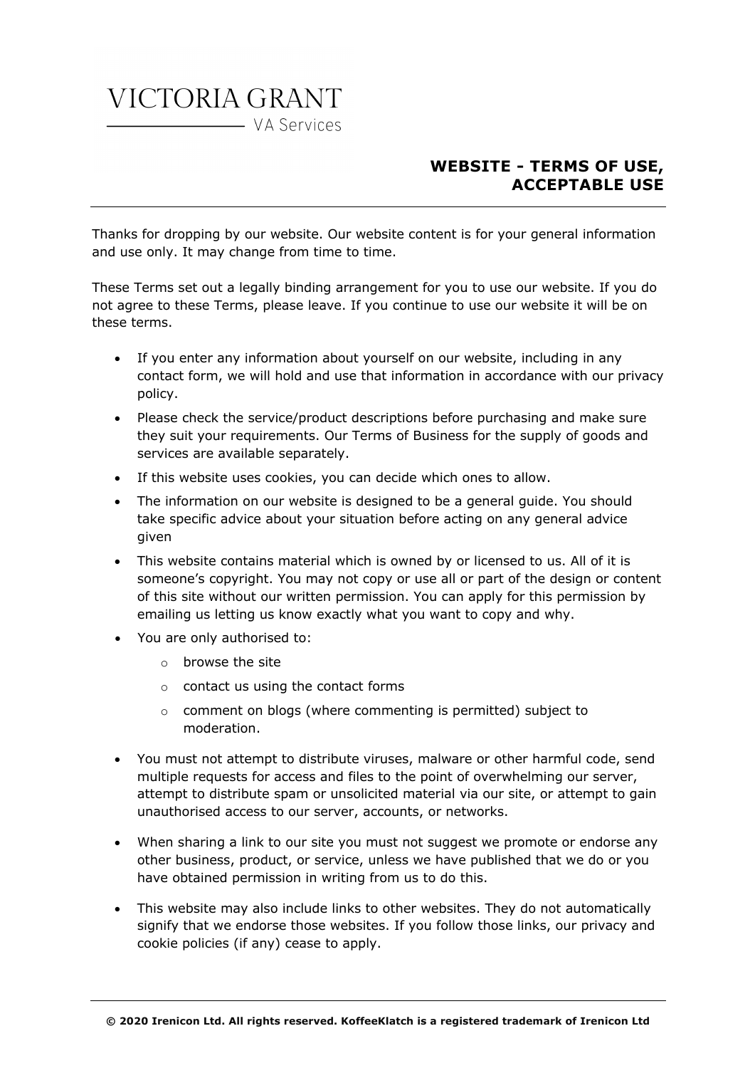VICTORIA GRANT

VA Services

# WEBSITE - TERMS OF USE, ACCEPTABLE USE

Thanks for dropping by our website. Our website content is for your general information and use only. It may change from time to time.

These Terms set out a legally binding arrangement for you to use our website. If you do not agree to these Terms, please leave. If you continue to use our website it will be on these terms.

- If you enter any information about yourself on our website, including in any contact form, we will hold and use that information in accordance with our privacy policy.
- Please check the service/product descriptions before purchasing and make sure they suit your requirements. Our Terms of Business for the supply of goods and services are available separately.
- If this website uses cookies, you can decide which ones to allow.
- The information on our website is designed to be a general guide. You should take specific advice about your situation before acting on any general advice given
- This website contains material which is owned by or licensed to us. All of it is someone's copyright. You may not copy or use all or part of the design or content of this site without our written permission. You can apply for this permission by emailing us letting us know exactly what you want to copy and why.
- You are only authorised to:
  - browse the site
  - contact us using the contact forms
  - comment on blogs (where commenting is permitted) subject to moderation.
- You must not attempt to distribute viruses, malware or other harmful code, send multiple requests for access and files to the point of overwhelming our server, attempt to distribute spam or unsolicited material via our site, or attempt to gain unauthorised access to our server, accounts, or networks.
- When sharing a link to our site you must not suggest we promote or endorse any other business, product, or service, unless we have published that we do or you have obtained permission in writing from us to do this.
- This website may also include links to other websites. They do not automatically signify that we endorse those websites. If you follow those links, our privacy and cookie policies (if any) cease to apply.

**© 2020 Irenicon Ltd. All rights reserved. KoffeeKlatch is a registered trademark of Irenicon Ltd**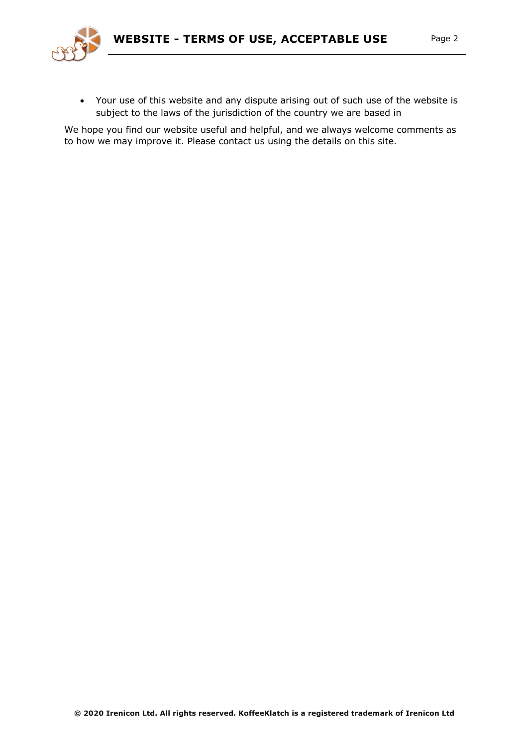- Your use of this website and any dispute arising out of such use of the website is subject to the laws of the jurisdiction of the country we are based in

We hope you find our website useful and helpful, and we always welcome comments as to how we may improve it. Please contact us using the details on this site.